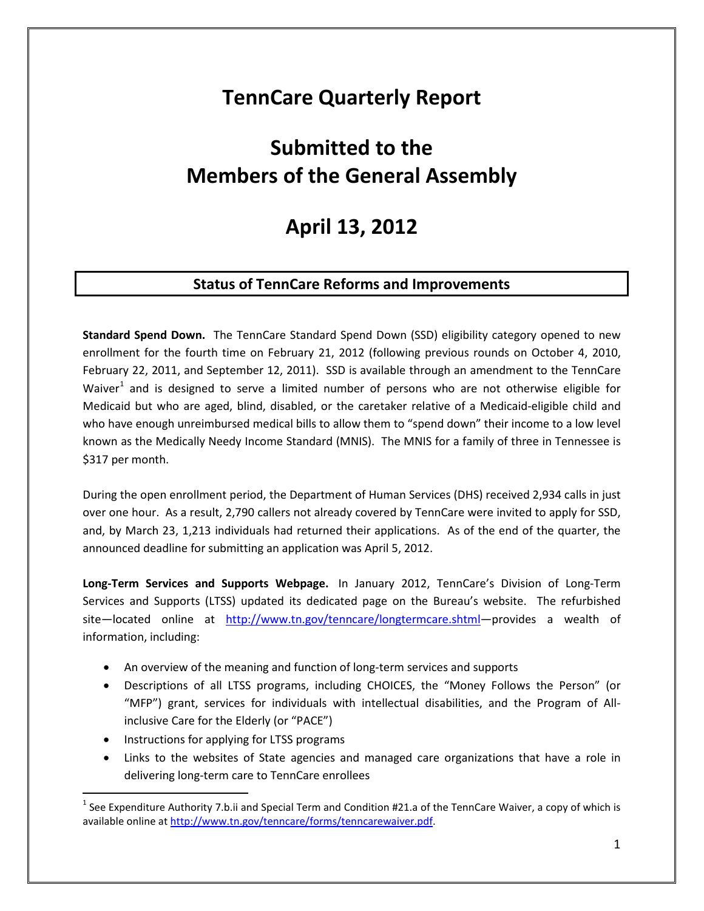# TennCare Quarterly Report

# Submitted to the Members of the General Assembly

# April 13, 2012

## Status of TennCare Reforms and Improvements

**Standard Spend Down.** The TennCare Standard Spend Down (SSD) eligibility category opened to new enrollment for the fourth time on February 21, 2012 (following previous rounds on October 4, 2010, February 22, 2011, and September 12, 2011). SSD is available through an amendment to the TennCare Waiver[1] and is designed to serve a limited number of persons who are not otherwise eligible for Medicaid but who are aged, blind, disabled, or the caretaker relative of a Medicaid-eligible child and who have enough unreimbursed medical bills to allow them to "spend down" their income to a low level known as the Medically Needy Income Standard (MNIS). The MNIS for a family of three in Tennessee is $317 per month.

During the open enrollment period, the Department of Human Services (DHS) received 2,934 calls in just over one hour. As a result, 2,790 callers not already covered by TennCare were invited to apply for SSD, and, by March 23, 1,213 individuals had returned their applications. As of the end of the quarter, the announced deadline for submitting an application was April 5, 2012.

**Long-Term Services and Supports Webpage.** In January 2012, TennCare's Division of Long-Term Services and Supports (LTSS) updated its dedicated page on the Bureau's website. The refurbished site—located online at http://www.tn.gov/tenncare/longtermcare.shtml—provides a wealth of information, including:

- An overview of the meaning and function of long-term services and supports
- Descriptions of all LTSS programs, including CHOICES, the "Money Follows the Person" (or "MFP") grant, services for individuals with intellectual disabilities, and the Program of All-inclusive Care for the Elderly (or "PACE")
- Instructions for applying for LTSS programs
- Links to the websites of State agencies and managed care organizations that have a role in delivering long-term care to TennCare enrollees

[1] See Expenditure Authority 7.b.ii and Special Term and Condition #21.a of the TennCare Waiver, a copy of which is available online at http://www.tn.gov/tenncare/forms/tenncarewaiver.pdf.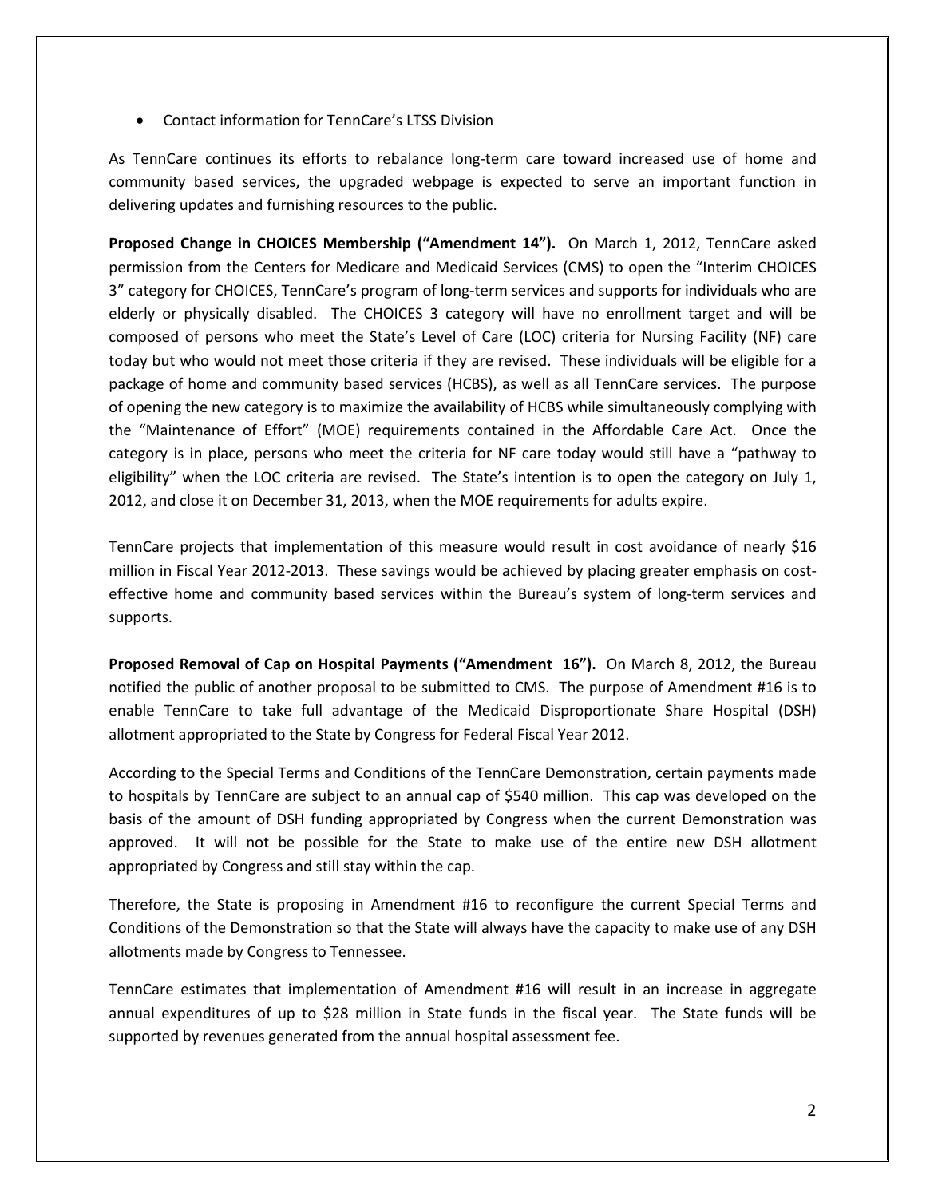- Contact information for TennCare's LTSS Division

As TennCare continues its efforts to rebalance long-term care toward increased use of home and community based services, the upgraded webpage is expected to serve an important function in delivering updates and furnishing resources to the public.

**Proposed Change in CHOICES Membership ("Amendment 14").** On March 1, 2012, TennCare asked permission from the Centers for Medicare and Medicaid Services (CMS) to open the "Interim CHOICES 3" category for CHOICES, TennCare's program of long-term services and supports for individuals who are elderly or physically disabled. The CHOICES 3 category will have no enrollment target and will be composed of persons who meet the State's Level of Care (LOC) criteria for Nursing Facility (NF) care today but who would not meet those criteria if they are revised. These individuals will be eligible for a package of home and community based services (HCBS), as well as all TennCare services. The purpose of opening the new category is to maximize the availability of HCBS while simultaneously complying with the "Maintenance of Effort" (MOE) requirements contained in the Affordable Care Act. Once the category is in place, persons who meet the criteria for NF care today would still have a "pathway to eligibility" when the LOC criteria are revised. The State's intention is to open the category on July 1, 2012, and close it on December 31, 2013, when the MOE requirements for adults expire.

TennCare projects that implementation of this measure would result in cost avoidance of nearly $16 million in Fiscal Year 2012-2013. These savings would be achieved by placing greater emphasis on cost-effective home and community based services within the Bureau's system of long-term services and supports.

**Proposed Removal of Cap on Hospital Payments ("Amendment 16").** On March 8, 2012, the Bureau notified the public of another proposal to be submitted to CMS. The purpose of Amendment #16 is to enable TennCare to take full advantage of the Medicaid Disproportionate Share Hospital (DSH) allotment appropriated to the State by Congress for Federal Fiscal Year 2012.

According to the Special Terms and Conditions of the TennCare Demonstration, certain payments made to hospitals by TennCare are subject to an annual cap of $540 million. This cap was developed on the basis of the amount of DSH funding appropriated by Congress when the current Demonstration was approved. It will not be possible for the State to make use of the entire new DSH allotment appropriated by Congress and still stay within the cap.

Therefore, the State is proposing in Amendment #16 to reconfigure the current Special Terms and Conditions of the Demonstration so that the State will always have the capacity to make use of any DSH allotments made by Congress to Tennessee.

TennCare estimates that implementation of Amendment #16 will result in an increase in aggregate annual expenditures of up to $28 million in State funds in the fiscal year. The State funds will be supported by revenues generated from the annual hospital assessment fee.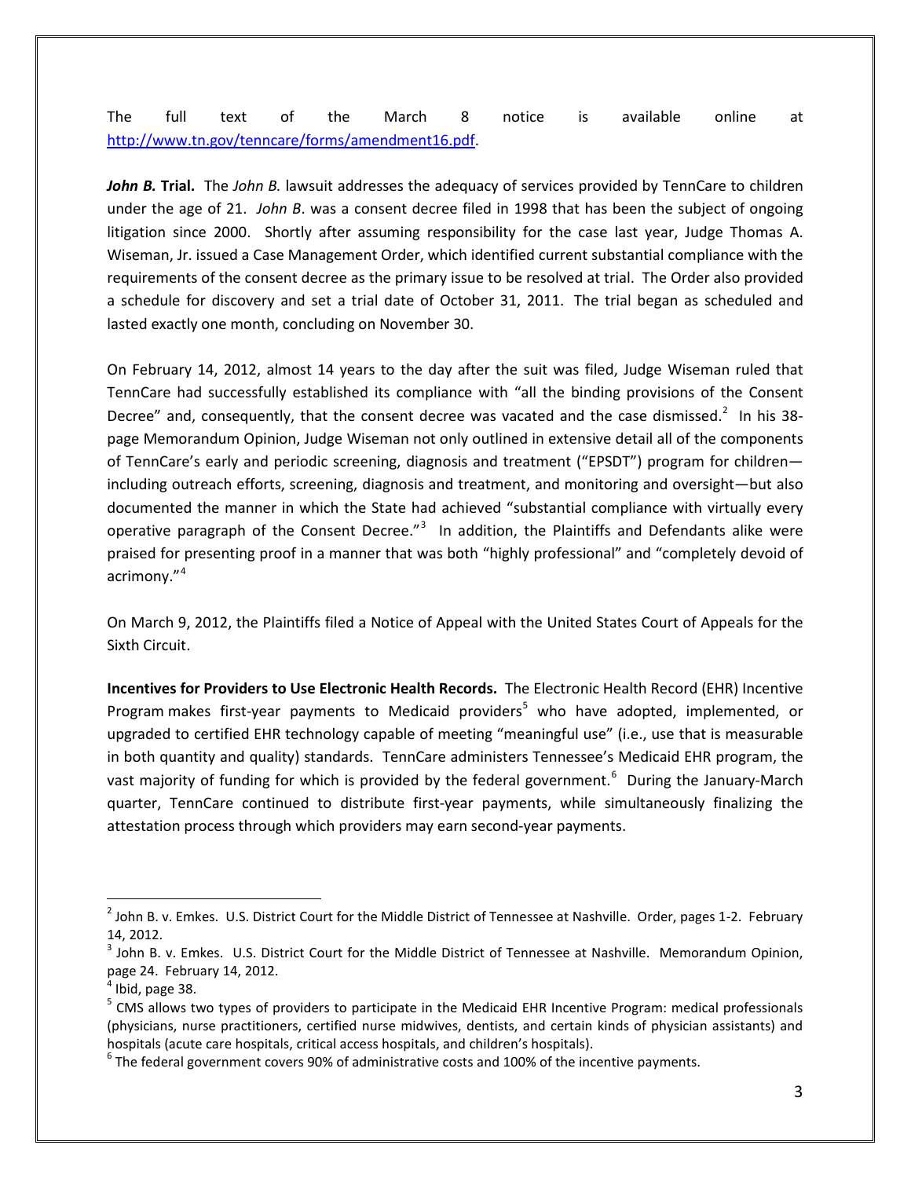The full text of the March 8 notice is available online at http://www.tn.gov/tenncare/forms/amendment16.pdf.

***John B.* Trial.** The *John B.* lawsuit addresses the adequacy of services provided by TennCare to children under the age of 21. *John B*. was a consent decree filed in 1998 that has been the subject of ongoing litigation since 2000. Shortly after assuming responsibility for the case last year, Judge Thomas A. Wiseman, Jr. issued a Case Management Order, which identified current substantial compliance with the requirements of the consent decree as the primary issue to be resolved at trial. The Order also provided a schedule for discovery and set a trial date of October 31, 2011. The trial began as scheduled and lasted exactly one month, concluding on November 30.

On February 14, 2012, almost 14 years to the day after the suit was filed, Judge Wiseman ruled that TennCare had successfully established its compliance with "all the binding provisions of the Consent Decree" and, consequently, that the consent decree was vacated and the case dismissed.[2] In his 38-page Memorandum Opinion, Judge Wiseman not only outlined in extensive detail all of the components of TennCare's early and periodic screening, diagnosis and treatment ("EPSDT") program for children—including outreach efforts, screening, diagnosis and treatment, and monitoring and oversight—but also documented the manner in which the State had achieved "substantial compliance with virtually every operative paragraph of the Consent Decree."[3] In addition, the Plaintiffs and Defendants alike were praised for presenting proof in a manner that was both "highly professional" and "completely devoid of acrimony."[4]

On March 9, 2012, the Plaintiffs filed a Notice of Appeal with the United States Court of Appeals for the Sixth Circuit.

**Incentives for Providers to Use Electronic Health Records.** The Electronic Health Record (EHR) Incentive Program makes first-year payments to Medicaid providers[5] who have adopted, implemented, or upgraded to certified EHR technology capable of meeting "meaningful use" (i.e., use that is measurable in both quantity and quality) standards. TennCare administers Tennessee's Medicaid EHR program, the vast majority of funding for which is provided by the federal government.[6] During the January-March quarter, TennCare continued to distribute first-year payments, while simultaneously finalizing the attestation process through which providers may earn second-year payments.

---

[2] John B. v. Emkes. U.S. District Court for the Middle District of Tennessee at Nashville. Order, pages 1-2. February 14, 2012.

[3] John B. v. Emkes. U.S. District Court for the Middle District of Tennessee at Nashville. Memorandum Opinion, page 24. February 14, 2012.

[4] Ibid, page 38.

[5] CMS allows two types of providers to participate in the Medicaid EHR Incentive Program: medical professionals (physicians, nurse practitioners, certified nurse midwives, dentists, and certain kinds of physician assistants) and hospitals (acute care hospitals, critical access hospitals, and children's hospitals).

[6] The federal government covers 90% of administrative costs and 100% of the incentive payments.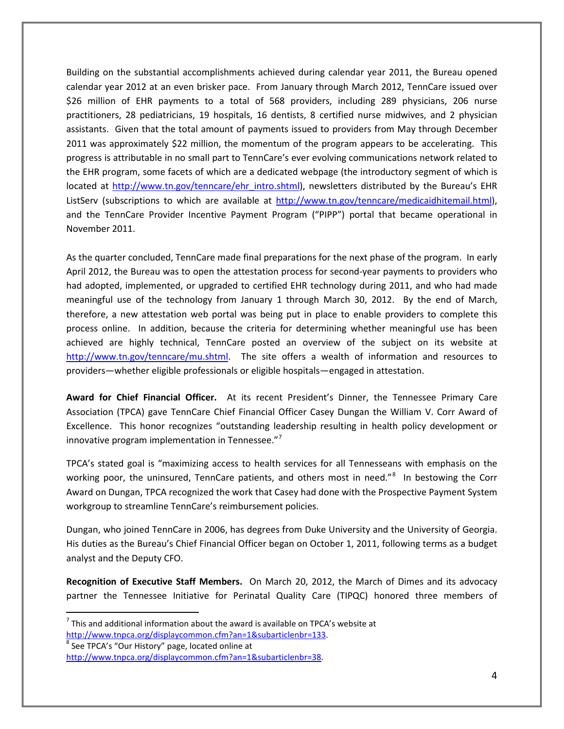Building on the substantial accomplishments achieved during calendar year 2011, the Bureau opened calendar year 2012 at an even brisker pace. From January through March 2012, TennCare issued over $26 million of EHR payments to a total of 568 providers, including 289 physicians, 206 nurse practitioners, 28 pediatricians, 19 hospitals, 16 dentists, 8 certified nurse midwives, and 2 physician assistants. Given that the total amount of payments issued to providers from May through December 2011 was approximately $22 million, the momentum of the program appears to be accelerating. This progress is attributable in no small part to TennCare's ever evolving communications network related to the EHR program, some facets of which are a dedicated webpage (the introductory segment of which is located at http://www.tn.gov/tenncare/ehr_intro.shtml), newsletters distributed by the Bureau's EHR ListServ (subscriptions to which are available at http://www.tn.gov/tenncare/medicaidhitemail.html), and the TennCare Provider Incentive Payment Program ("PIPP") portal that became operational in November 2011.

As the quarter concluded, TennCare made final preparations for the next phase of the program. In early April 2012, the Bureau was to open the attestation process for second-year payments to providers who had adopted, implemented, or upgraded to certified EHR technology during 2011, and who had made meaningful use of the technology from January 1 through March 30, 2012. By the end of March, therefore, a new attestation web portal was being put in place to enable providers to complete this process online. In addition, because the criteria for determining whether meaningful use has been achieved are highly technical, TennCare posted an overview of the subject on its website at http://www.tn.gov/tenncare/mu.shtml. The site offers a wealth of information and resources to providers—whether eligible professionals or eligible hospitals—engaged in attestation.

**Award for Chief Financial Officer.** At its recent President's Dinner, the Tennessee Primary Care Association (TPCA) gave TennCare Chief Financial Officer Casey Dungan the William V. Corr Award of Excellence. This honor recognizes "outstanding leadership resulting in health policy development or innovative program implementation in Tennessee."[7]

TPCA's stated goal is "maximizing access to health services for all Tennesseans with emphasis on the working poor, the uninsured, TennCare patients, and others most in need."[8] In bestowing the Corr Award on Dungan, TPCA recognized the work that Casey had done with the Prospective Payment System workgroup to streamline TennCare's reimbursement policies.

Dungan, who joined TennCare in 2006, has degrees from Duke University and the University of Georgia. His duties as the Bureau's Chief Financial Officer began on October 1, 2011, following terms as a budget analyst and the Deputy CFO.

**Recognition of Executive Staff Members.** On March 20, 2012, the March of Dimes and its advocacy partner the Tennessee Initiative for Perinatal Quality Care (TIPQC) honored three members of

---

[7] This and additional information about the award is available on TPCA's website at http://www.tnpca.org/displaycommon.cfm?an=1&subarticlenbr=133.

[8] See TPCA's "Our History" page, located online at http://www.tnpca.org/displaycommon.cfm?an=1&subarticlenbr=38.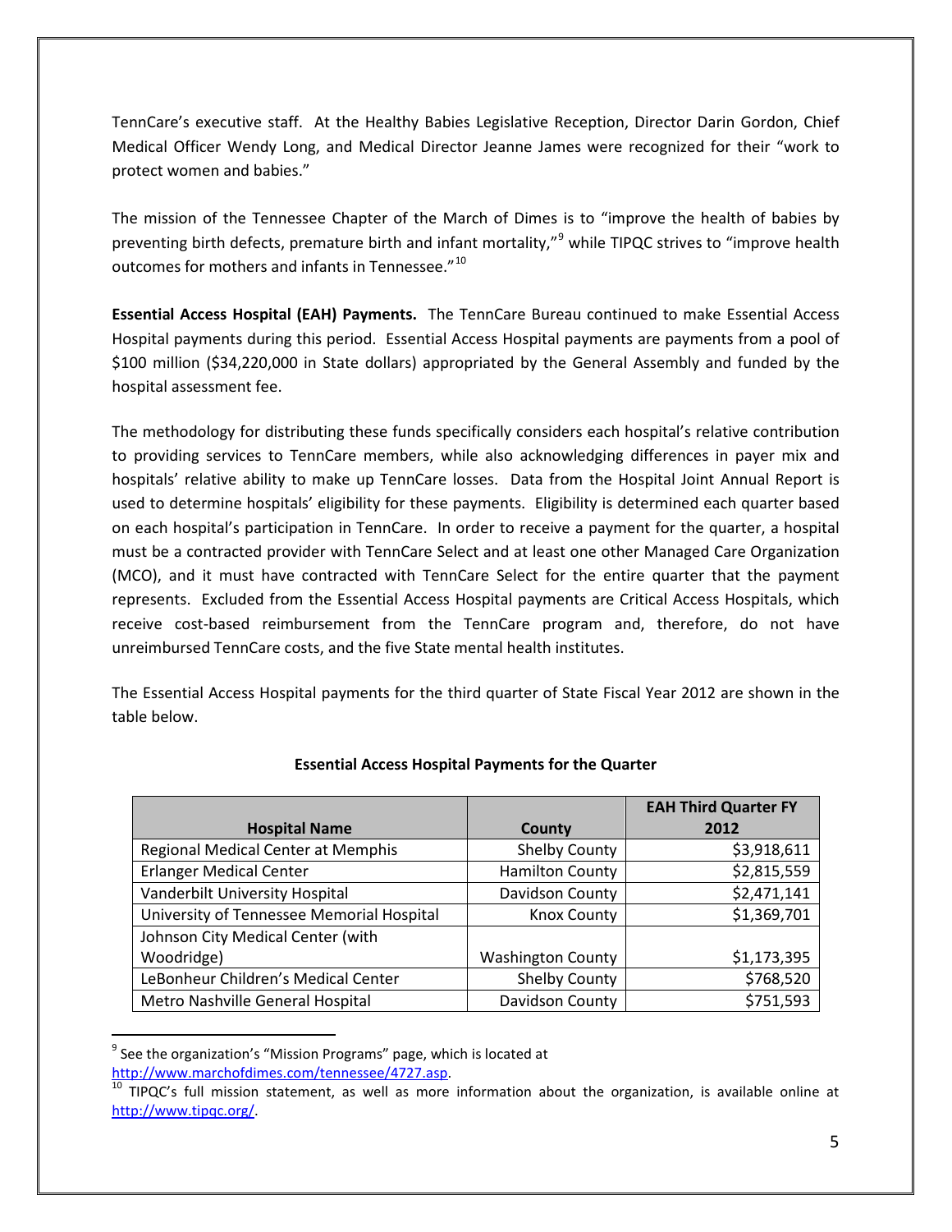TennCare's executive staff. At the Healthy Babies Legislative Reception, Director Darin Gordon, Chief Medical Officer Wendy Long, and Medical Director Jeanne James were recognized for their "work to protect women and babies."

The mission of the Tennessee Chapter of the March of Dimes is to "improve the health of babies by preventing birth defects, premature birth and infant mortality,"[9] while TIPQC strives to "improve health outcomes for mothers and infants in Tennessee."[10]

**Essential Access Hospital (EAH) Payments.** The TennCare Bureau continued to make Essential Access Hospital payments during this period. Essential Access Hospital payments are payments from a pool of $100 million ($34,220,000 in State dollars) appropriated by the General Assembly and funded by the hospital assessment fee.

The methodology for distributing these funds specifically considers each hospital's relative contribution to providing services to TennCare members, while also acknowledging differences in payer mix and hospitals' relative ability to make up TennCare losses. Data from the Hospital Joint Annual Report is used to determine hospitals' eligibility for these payments. Eligibility is determined each quarter based on each hospital's participation in TennCare. In order to receive a payment for the quarter, a hospital must be a contracted provider with TennCare Select and at least one other Managed Care Organization (MCO), and it must have contracted with TennCare Select for the entire quarter that the payment represents. Excluded from the Essential Access Hospital payments are Critical Access Hospitals, which receive cost-based reimbursement from the TennCare program and, therefore, do not have unreimbursed TennCare costs, and the five State mental health institutes.

The Essential Access Hospital payments for the third quarter of State Fiscal Year 2012 are shown in the table below.

**Essential Access Hospital Payments for the Quarter**

| Hospital Name | County | EAH Third Quarter FY 2012 |
|---|---|---|
| Regional Medical Center at Memphis | Shelby County | $3,918,611 |
| Erlanger Medical Center | Hamilton County | $2,815,559 |
| Vanderbilt University Hospital | Davidson County | $2,471,141 |
| University of Tennessee Memorial Hospital | Knox County | $1,369,701 |
| Johnson City Medical Center (with Woodridge) | Washington County | $1,173,395 |
| LeBonheur Children's Medical Center | Shelby County | $768,520 |
| Metro Nashville General Hospital | Davidson County | $751,593 |

[9] See the organization's "Mission Programs" page, which is located at http://www.marchofdimes.com/tennessee/4727.asp.

[10] TIPQC's full mission statement, as well as more information about the organization, is available online at http://www.tipqc.org/.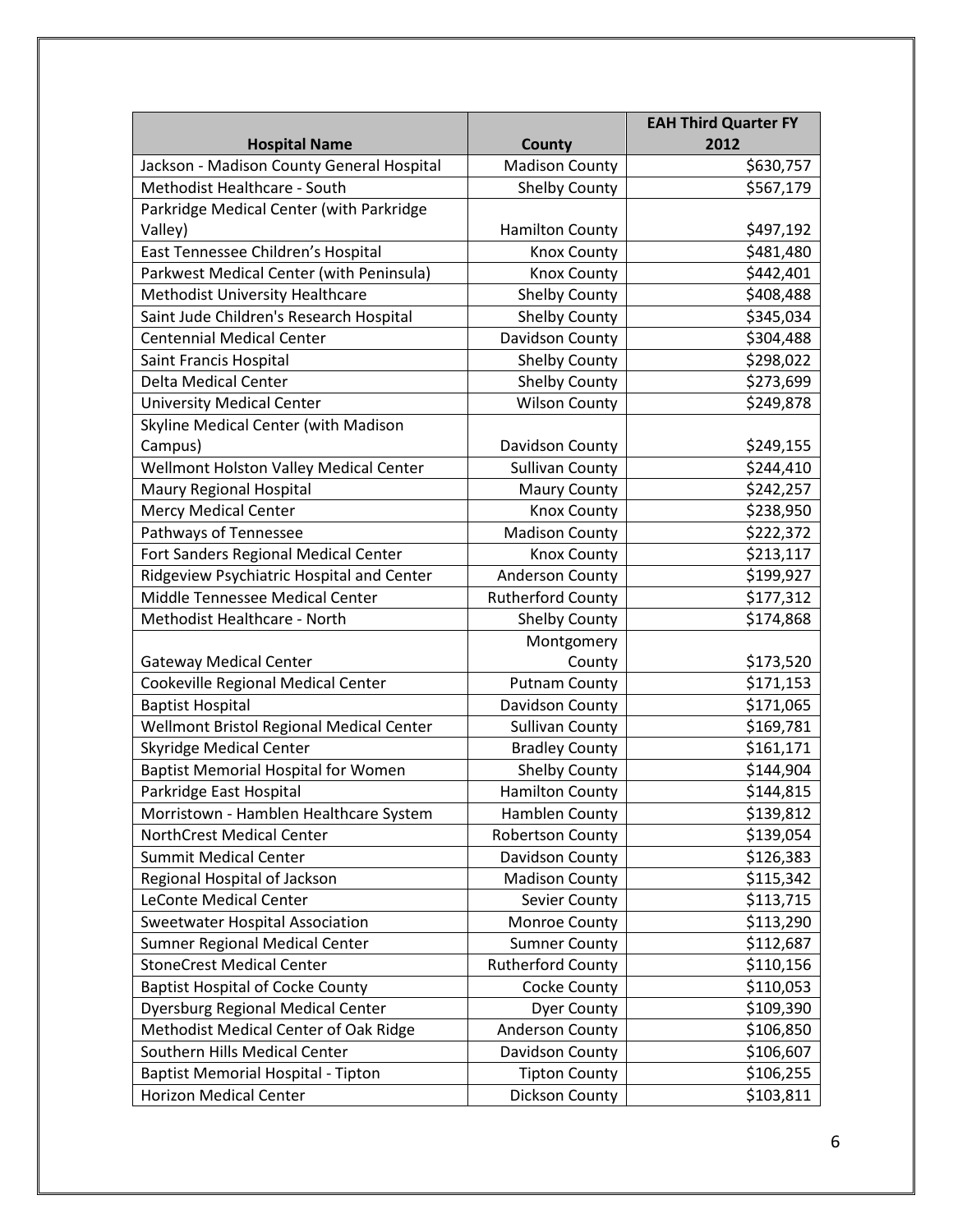| Hospital Name | County | EAH Third Quarter FY 2012 |
|---|---|---|
| Jackson - Madison County General Hospital | Madison County | $630,757 |
| Methodist Healthcare - South | Shelby County | $567,179 |
| Parkridge Medical Center (with Parkridge Valley) | Hamilton County | $497,192 |
| East Tennessee Children's Hospital | Knox County | $481,480 |
| Parkwest Medical Center (with Peninsula) | Knox County | $442,401 |
| Methodist University Healthcare | Shelby County | $408,488 |
| Saint Jude Children's Research Hospital | Shelby County | $345,034 |
| Centennial Medical Center | Davidson County | $304,488 |
| Saint Francis Hospital | Shelby County | $298,022 |
| Delta Medical Center | Shelby County | $273,699 |
| University Medical Center | Wilson County | $249,878 |
| Skyline Medical Center (with Madison Campus) | Davidson County | $249,155 |
| Wellmont Holston Valley Medical Center | Sullivan County | $244,410 |
| Maury Regional Hospital | Maury County | $242,257 |
| Mercy Medical Center | Knox County | $238,950 |
| Pathways of Tennessee | Madison County | $222,372 |
| Fort Sanders Regional Medical Center | Knox County | $213,117 |
| Ridgeview Psychiatric Hospital and Center | Anderson County | $199,927 |
| Middle Tennessee Medical Center | Rutherford County | $177,312 |
| Methodist Healthcare - North | Shelby County | $174,868 |
| Gateway Medical Center | Montgomery County | $173,520 |
| Cookeville Regional Medical Center | Putnam County | $171,153 |
| Baptist Hospital | Davidson County | $171,065 |
| Wellmont Bristol Regional Medical Center | Sullivan County | $169,781 |
| Skyridge Medical Center | Bradley County | $161,171 |
| Baptist Memorial Hospital for Women | Shelby County | $144,904 |
| Parkridge East Hospital | Hamilton County | $144,815 |
| Morristown - Hamblen Healthcare System | Hamblen County | $139,812 |
| NorthCrest Medical Center | Robertson County | $139,054 |
| Summit Medical Center | Davidson County | $126,383 |
| Regional Hospital of Jackson | Madison County | $115,342 |
| LeConte Medical Center | Sevier County | $113,715 |
| Sweetwater Hospital Association | Monroe County | $113,290 |
| Sumner Regional Medical Center | Sumner County | $112,687 |
| StoneCrest Medical Center | Rutherford County | $110,156 |
| Baptist Hospital of Cocke County | Cocke County | $110,053 |
| Dyersburg Regional Medical Center | Dyer County | $109,390 |
| Methodist Medical Center of Oak Ridge | Anderson County | $106,850 |
| Southern Hills Medical Center | Davidson County | $106,607 |
| Baptist Memorial Hospital - Tipton | Tipton County | $106,255 |
| Horizon Medical Center | Dickson County | $103,811 |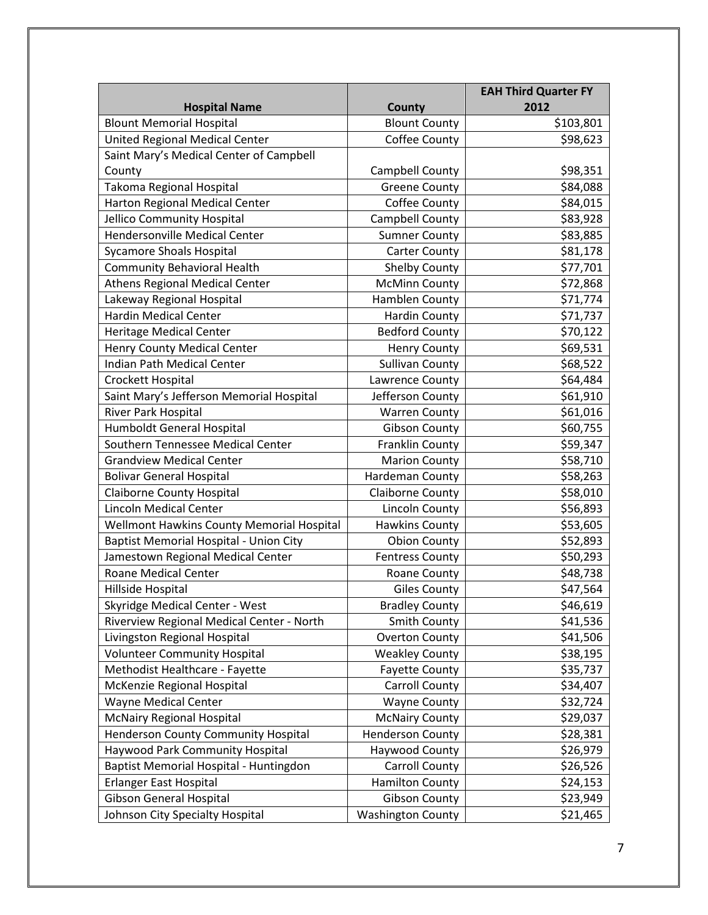| Hospital Name | County | EAH Third Quarter FY 2012 |
|---|---|---|
| Blount Memorial Hospital | Blount County | $103,801 |
| United Regional Medical Center | Coffee County | $98,623 |
| Saint Mary's Medical Center of Campbell County | Campbell County | $98,351 |
| Takoma Regional Hospital | Greene County | $84,088 |
| Harton Regional Medical Center | Coffee County | $84,015 |
| Jellico Community Hospital | Campbell County | $83,928 |
| Hendersonville Medical Center | Sumner County | $83,885 |
| Sycamore Shoals Hospital | Carter County | $81,178 |
| Community Behavioral Health | Shelby County | $77,701 |
| Athens Regional Medical Center | McMinn County | $72,868 |
| Lakeway Regional Hospital | Hamblen County | $71,774 |
| Hardin Medical Center | Hardin County | $71,737 |
| Heritage Medical Center | Bedford County | $70,122 |
| Henry County Medical Center | Henry County | $69,531 |
| Indian Path Medical Center | Sullivan County | $68,522 |
| Crockett Hospital | Lawrence County | $64,484 |
| Saint Mary's Jefferson Memorial Hospital | Jefferson County | $61,910 |
| River Park Hospital | Warren County | $61,016 |
| Humboldt General Hospital | Gibson County | $60,755 |
| Southern Tennessee Medical Center | Franklin County | $59,347 |
| Grandview Medical Center | Marion County | $58,710 |
| Bolivar General Hospital | Hardeman County | $58,263 |
| Claiborne County Hospital | Claiborne County | $58,010 |
| Lincoln Medical Center | Lincoln County | $56,893 |
| Wellmont Hawkins County Memorial Hospital | Hawkins County | $53,605 |
| Baptist Memorial Hospital - Union City | Obion County | $52,893 |
| Jamestown Regional Medical Center | Fentress County | $50,293 |
| Roane Medical Center | Roane County | $48,738 |
| Hillside Hospital | Giles County | $47,564 |
| Skyridge Medical Center - West | Bradley County | $46,619 |
| Riverview Regional Medical Center - North | Smith County | $41,536 |
| Livingston Regional Hospital | Overton County | $41,506 |
| Volunteer Community Hospital | Weakley County | $38,195 |
| Methodist Healthcare - Fayette | Fayette County | $35,737 |
| McKenzie Regional Hospital | Carroll County | $34,407 |
| Wayne Medical Center | Wayne County | $32,724 |
| McNairy Regional Hospital | McNairy County | $29,037 |
| Henderson County Community Hospital | Henderson County | $28,381 |
| Haywood Park Community Hospital | Haywood County | $26,979 |
| Baptist Memorial Hospital - Huntingdon | Carroll County | $26,526 |
| Erlanger East Hospital | Hamilton County | $24,153 |
| Gibson General Hospital | Gibson County | $23,949 |
| Johnson City Specialty Hospital | Washington County | $21,465 |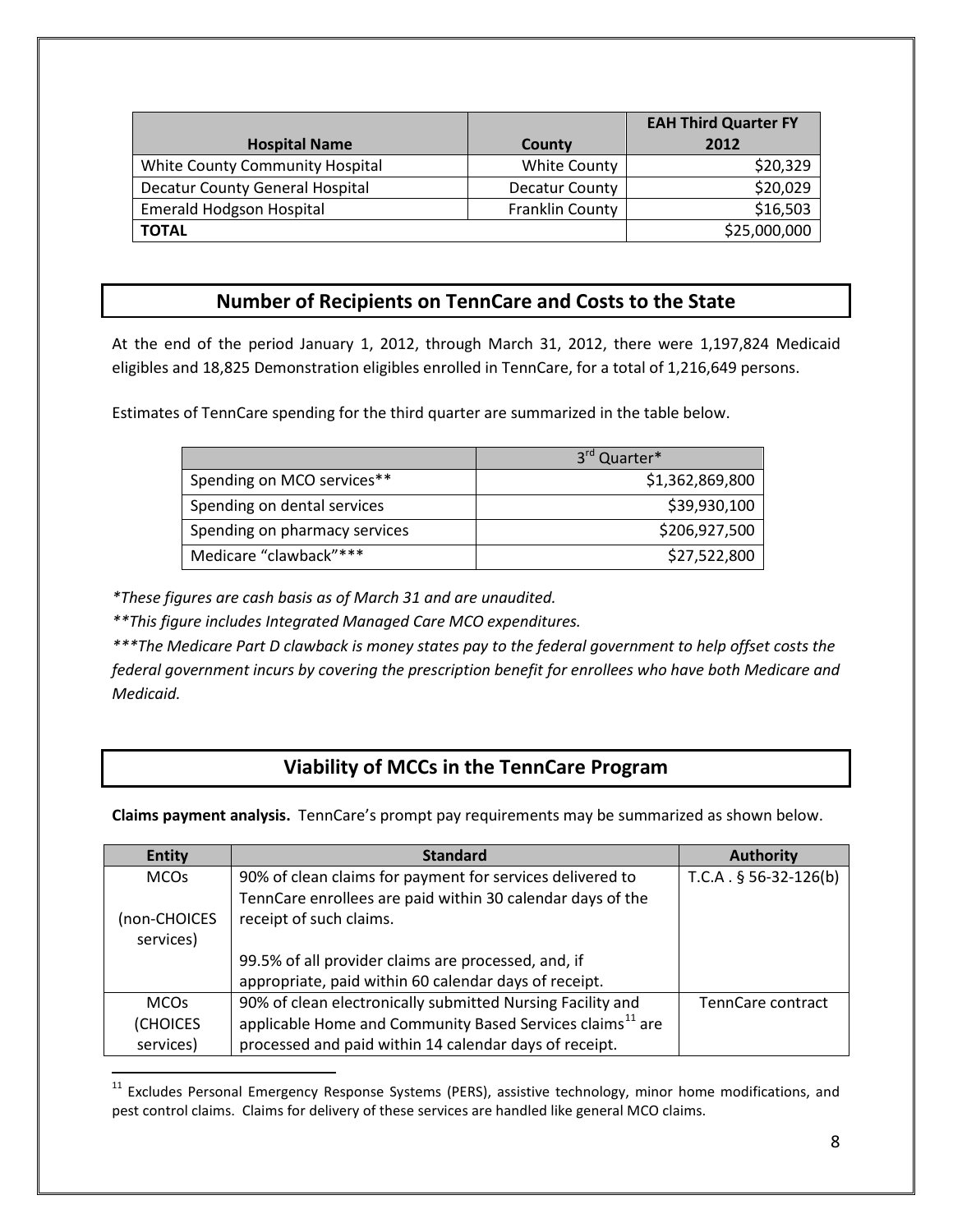| Hospital Name | County | EAH Third Quarter FY 2012 |
|---|---|---|
| White County Community Hospital | White County | $20,329 |
| Decatur County General Hospital | Decatur County | $20,029 |
| Emerald Hodgson Hospital | Franklin County | $16,503 |
| **TOTAL** | | $25,000,000 |

## Number of Recipients on TennCare and Costs to the State

At the end of the period January 1, 2012, through March 31, 2012, there were 1,197,824 Medicaid eligibles and 18,825 Demonstration eligibles enrolled in TennCare, for a total of 1,216,649 persons.

Estimates of TennCare spending for the third quarter are summarized in the table below.

| | 3rd Quarter* |
|---|---|
| Spending on MCO services** | $1,362,869,800 |
| Spending on dental services | $39,930,100 |
| Spending on pharmacy services | $206,927,500 |
| Medicare "clawback"*** | $27,522,800 |

*\*These figures are cash basis as of March 31 and are unaudited.*

*\*\*This figure includes Integrated Managed Care MCO expenditures.*

*\*\*\*The Medicare Part D clawback is money states pay to the federal government to help offset costs the federal government incurs by covering the prescription benefit for enrollees who have both Medicare and Medicaid.*

## Viability of MCCs in the TennCare Program

**Claims payment analysis.** TennCare's prompt pay requirements may be summarized as shown below.

| Entity | Standard | Authority |
|---|---|---|
| MCOs (non-CHOICES services) | 90% of clean claims for payment for services delivered to TennCare enrollees are paid within 30 calendar days of the receipt of such claims. 99.5% of all provider claims are processed, and, if appropriate, paid within 60 calendar days of receipt. | T.C.A . § 56-32-126(b) |
| MCOs (CHOICES services) | 90% of clean electronically submitted Nursing Facility and applicable Home and Community Based Services claims[11] are processed and paid within 14 calendar days of receipt. | TennCare contract |

[11] Excludes Personal Emergency Response Systems (PERS), assistive technology, minor home modifications, and pest control claims. Claims for delivery of these services are handled like general MCO claims.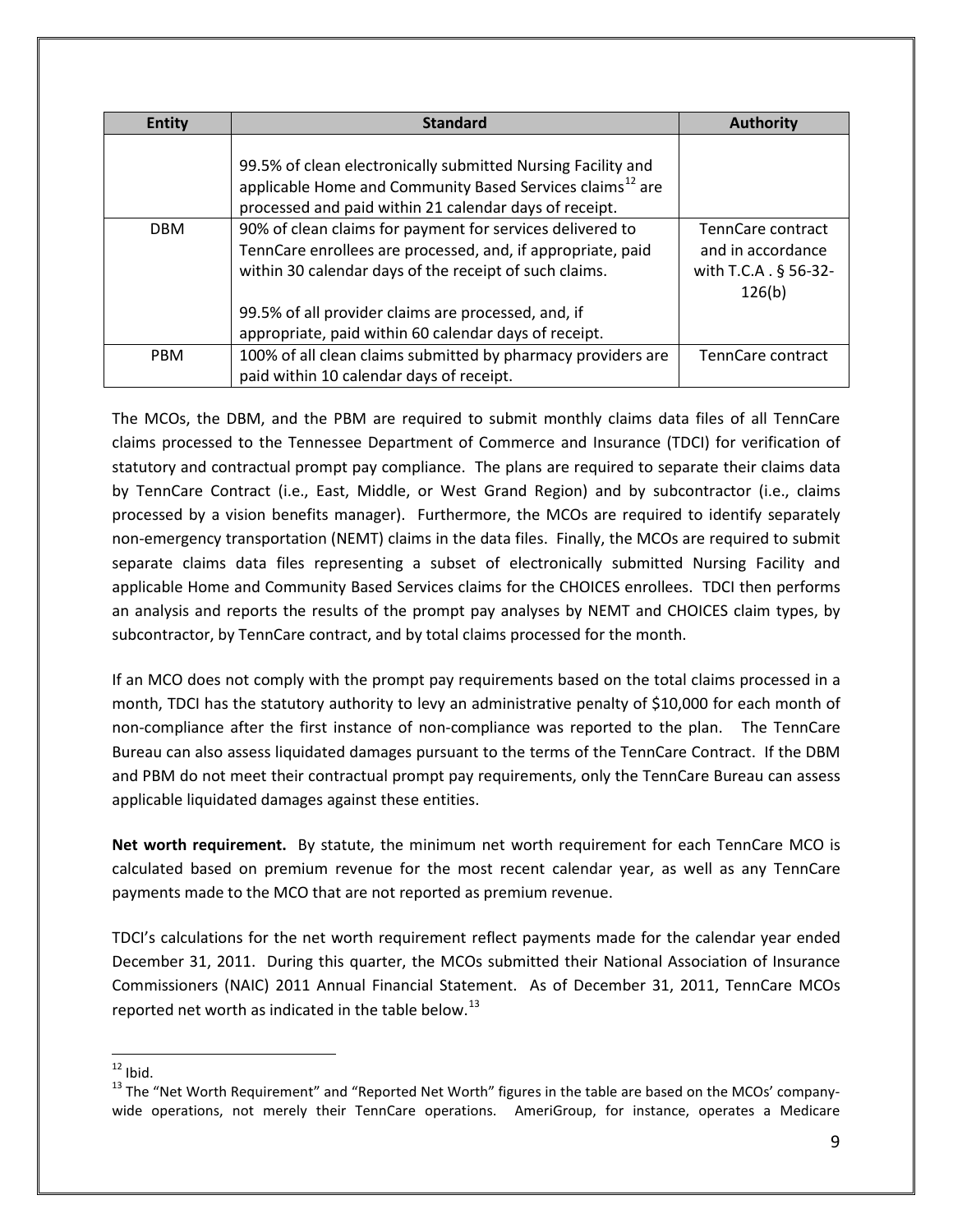| Entity | Standard | Authority |
|---|---|---|
| | 99.5% of clean electronically submitted Nursing Facility and applicable Home and Community Based Services claims[12] are processed and paid within 21 calendar days of receipt. | |
| DBM | 90% of clean claims for payment for services delivered to TennCare enrollees are processed, and, if appropriate, paid within 30 calendar days of the receipt of such claims.<br><br>99.5% of all provider claims are processed, and, if appropriate, paid within 60 calendar days of receipt. | TennCare contract and in accordance with T.C.A . § 56-32-126(b) |
| PBM | 100% of all clean claims submitted by pharmacy providers are paid within 10 calendar days of receipt. | TennCare contract |

The MCOs, the DBM, and the PBM are required to submit monthly claims data files of all TennCare claims processed to the Tennessee Department of Commerce and Insurance (TDCI) for verification of statutory and contractual prompt pay compliance. The plans are required to separate their claims data by TennCare Contract (i.e., East, Middle, or West Grand Region) and by subcontractor (i.e., claims processed by a vision benefits manager). Furthermore, the MCOs are required to identify separately non-emergency transportation (NEMT) claims in the data files. Finally, the MCOs are required to submit separate claims data files representing a subset of electronically submitted Nursing Facility and applicable Home and Community Based Services claims for the CHOICES enrollees. TDCI then performs an analysis and reports the results of the prompt pay analyses by NEMT and CHOICES claim types, by subcontractor, by TennCare contract, and by total claims processed for the month.

If an MCO does not comply with the prompt pay requirements based on the total claims processed in a month, TDCI has the statutory authority to levy an administrative penalty of $10,000 for each month of non-compliance after the first instance of non-compliance was reported to the plan. The TennCare Bureau can also assess liquidated damages pursuant to the terms of the TennCare Contract. If the DBM and PBM do not meet their contractual prompt pay requirements, only the TennCare Bureau can assess applicable liquidated damages against these entities.

**Net worth requirement.** By statute, the minimum net worth requirement for each TennCare MCO is calculated based on premium revenue for the most recent calendar year, as well as any TennCare payments made to the MCO that are not reported as premium revenue.

TDCI's calculations for the net worth requirement reflect payments made for the calendar year ended December 31, 2011. During this quarter, the MCOs submitted their National Association of Insurance Commissioners (NAIC) 2011 Annual Financial Statement. As of December 31, 2011, TennCare MCOs reported net worth as indicated in the table below.[13]

[12] Ibid.

[13] The "Net Worth Requirement" and "Reported Net Worth" figures in the table are based on the MCOs' company-wide operations, not merely their TennCare operations. AmeriGroup, for instance, operates a Medicare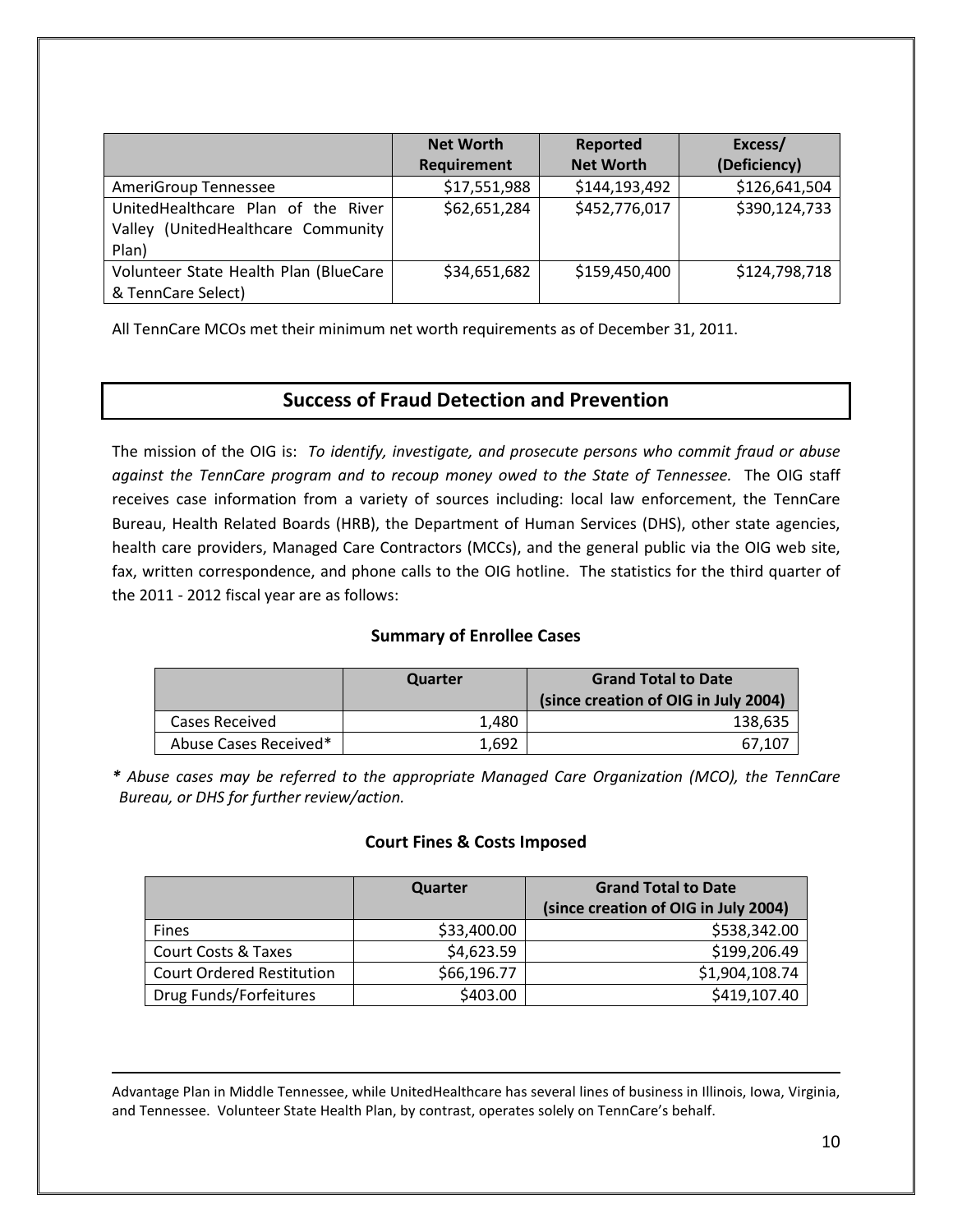| | Net Worth Requirement | Reported Net Worth | Excess/ (Deficiency) |
|---|---|---|---|
| AmeriGroup Tennessee | $17,551,988 | $144,193,492 | $126,641,504 |
| UnitedHealthcare Plan of the River Valley (UnitedHealthcare Community Plan) | $62,651,284 | $452,776,017 | $390,124,733 |
| Volunteer State Health Plan (BlueCare & TennCare Select) | $34,651,682 | $159,450,400 | $124,798,718 |

All TennCare MCOs met their minimum net worth requirements as of December 31, 2011.

## Success of Fraud Detection and Prevention

The mission of the OIG is: *To identify, investigate, and prosecute persons who commit fraud or abuse against the TennCare program and to recoup money owed to the State of Tennessee.* The OIG staff receives case information from a variety of sources including: local law enforcement, the TennCare Bureau, Health Related Boards (HRB), the Department of Human Services (DHS), other state agencies, health care providers, Managed Care Contractors (MCCs), and the general public via the OIG web site, fax, written correspondence, and phone calls to the OIG hotline. The statistics for the third quarter of the 2011 - 2012 fiscal year are as follows:

### Summary of Enrollee Cases

| | Quarter | Grand Total to Date (since creation of OIG in July 2004) |
|---|---|---|
| Cases Received | 1,480 | 138,635 |
| Abuse Cases Received* | 1,692 | 67,107 |

***** *Abuse cases may be referred to the appropriate Managed Care Organization (MCO), the TennCare Bureau, or DHS for further review/action.*

### Court Fines & Costs Imposed

| | Quarter | Grand Total to Date (since creation of OIG in July 2004) |
|---|---|---|
| Fines | $33,400.00 | $538,342.00 |
| Court Costs & Taxes | $4,623.59 | $199,206.49 |
| Court Ordered Restitution | $66,196.77 | $1,904,108.74 |
| Drug Funds/Forfeitures | $403.00 | $419,107.40 |

Advantage Plan in Middle Tennessee, while UnitedHealthcare has several lines of business in Illinois, Iowa, Virginia, and Tennessee. Volunteer State Health Plan, by contrast, operates solely on TennCare's behalf.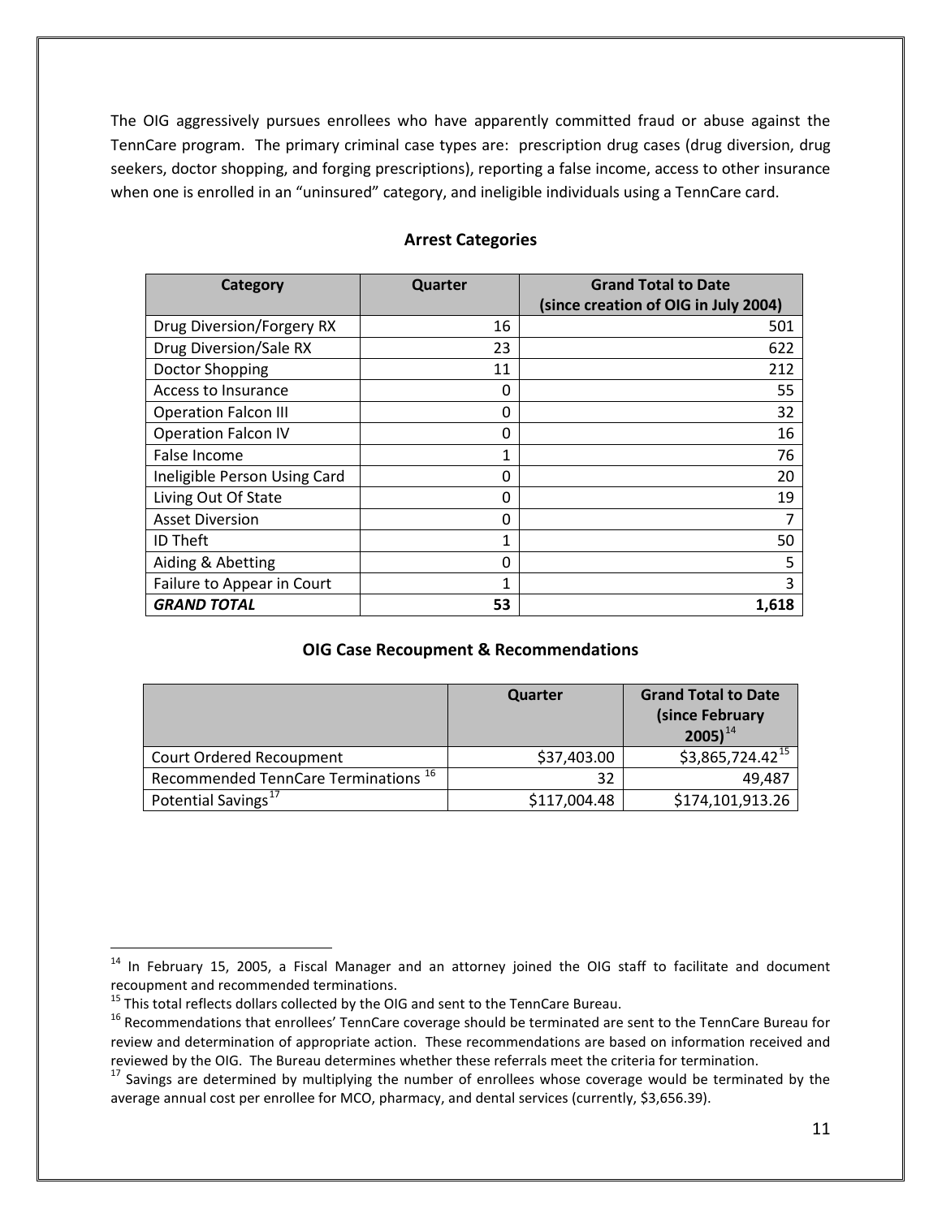The OIG aggressively pursues enrollees who have apparently committed fraud or abuse against the TennCare program. The primary criminal case types are: prescription drug cases (drug diversion, drug seekers, doctor shopping, and forging prescriptions), reporting a false income, access to other insurance when one is enrolled in an "uninsured" category, and ineligible individuals using a TennCare card.

### Arrest Categories

| Category | Quarter | Grand Total to Date (since creation of OIG in July 2004) |
|---|---|---|
| Drug Diversion/Forgery RX | 16 | 501 |
| Drug Diversion/Sale RX | 23 | 622 |
| Doctor Shopping | 11 | 212 |
| Access to Insurance | 0 | 55 |
| Operation Falcon III | 0 | 32 |
| Operation Falcon IV | 0 | 16 |
| False Income | 1 | 76 |
| Ineligible Person Using Card | 0 | 20 |
| Living Out Of State | 0 | 19 |
| Asset Diversion | 0 | 7 |
| ID Theft | 1 | 50 |
| Aiding & Abetting | 0 | 5 |
| Failure to Appear in Court | 1 | 3 |
| ***GRAND TOTAL*** | **53** | **1,618** |

### OIG Case Recoupment & Recommendations

| | Quarter | Grand Total to Date (since February 2005)[14] |
|---|---|---|
| Court Ordered Recoupment | $37,403.00 | $3,865,724.42[15] |
| Recommended TennCare Terminations [16] | 32 | 49,487 |
| Potential Savings[17] | $117,004.48 | $174,101,913.26 |

---

[14] In February 15, 2005, a Fiscal Manager and an attorney joined the OIG staff to facilitate and document recoupment and recommended terminations.

[15] This total reflects dollars collected by the OIG and sent to the TennCare Bureau.

[16] Recommendations that enrollees' TennCare coverage should be terminated are sent to the TennCare Bureau for review and determination of appropriate action. These recommendations are based on information received and reviewed by the OIG. The Bureau determines whether these referrals meet the criteria for termination.

[17] Savings are determined by multiplying the number of enrollees whose coverage would be terminated by the average annual cost per enrollee for MCO, pharmacy, and dental services (currently, $3,656.39).